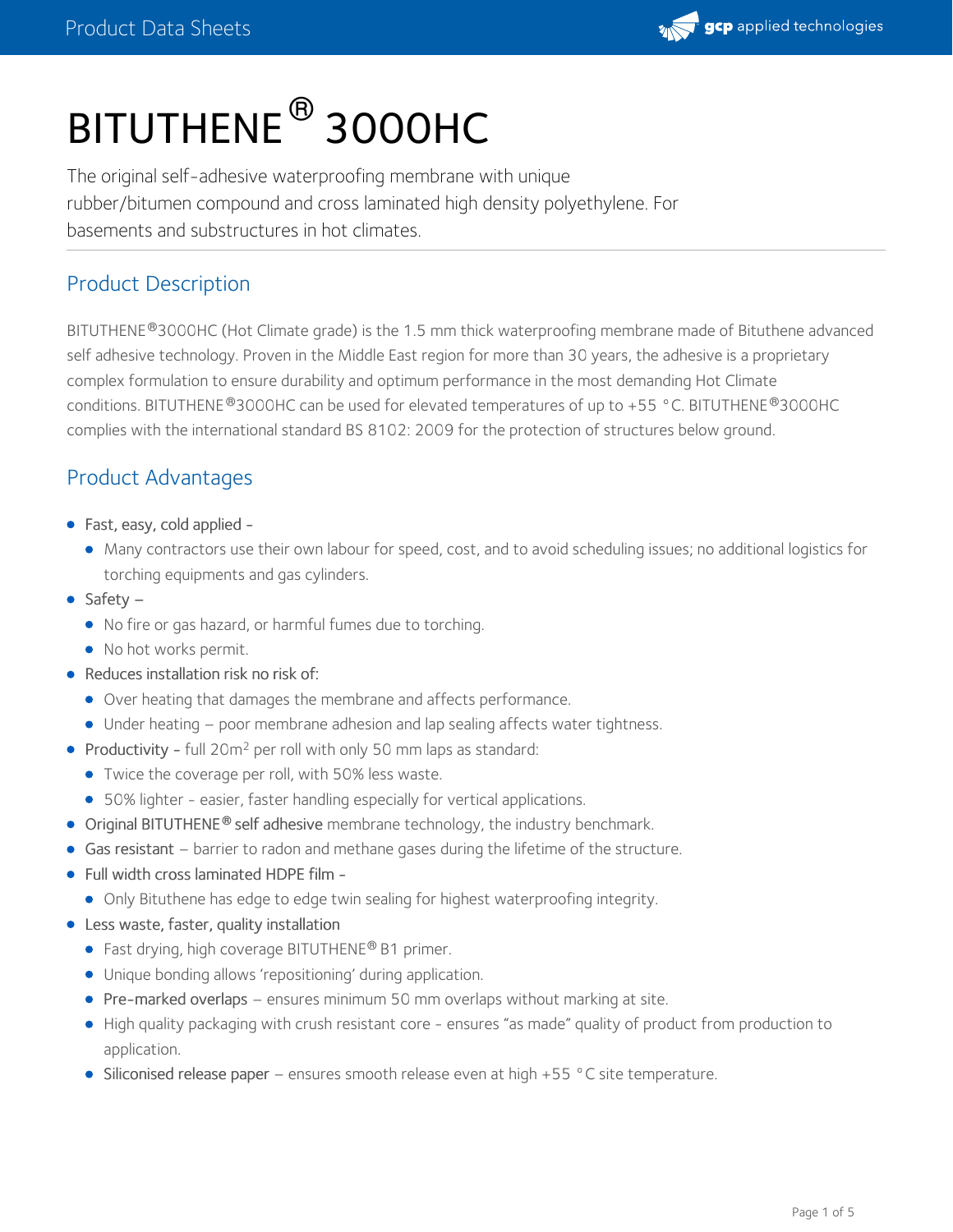# BITUTHENE® 3000HC

The original self-adhesive waterproofing membrane with unique rubber/bitumen compound and cross laminated high density polyethylene. For basements and substructures in hot climates.

## Product Description

BITUTHENE®3000HC (Hot Climate grade) is the 1.5 mm thick waterproofing membrane made of Bituthene advanced self adhesive technology. Proven in the Middle East region for more than 30 years, the adhesive is a proprietary complex formulation to ensure durability and optimum performance in the most demanding Hot Climate conditions. BITUTHENE®3000HC can be used for elevated temperatures of up to +55 °C. BITUTHENE®3000HC complies with the international standard BS 8102: 2009 for the protection of structures below ground.

## Product Advantages

- Fast, easy, cold applied -
  - Many contractors use their own labour for speed, cost, and to avoid scheduling issues; no additional logistics for torching equipments and gas cylinders.
- Safety –
  - No fire or gas hazard, or harmful fumes due to torching.
  - No hot works permit.
- Reduces installation risk no risk of:
  - Over heating that damages the membrane and affects performance.
  - Under heating – poor membrane adhesion and lap sealing affects water tightness.
- Productivity - full 20m² per roll with only 50 mm laps as standard:
  - Twice the coverage per roll, with 50% less waste.
  - 50% lighter - easier, faster handling especially for vertical applications.
- Original BITUTHENE® self adhesive membrane technology, the industry benchmark.
- Gas resistant – barrier to radon and methane gases during the lifetime of the structure.
- Full width cross laminated HDPE film -
  - Only Bituthene has edge to edge twin sealing for highest waterproofing integrity.
- Less waste, faster, quality installation
  - Fast drying, high coverage BITUTHENE® B1 primer.
  - Unique bonding allows 'repositioning' during application.
  - Pre-marked overlaps – ensures minimum 50 mm overlaps without marking at site.
  - High quality packaging with crush resistant core - ensures "as made" quality of product from production to application.
  - Siliconised release paper – ensures smooth release even at high +55 °C site temperature.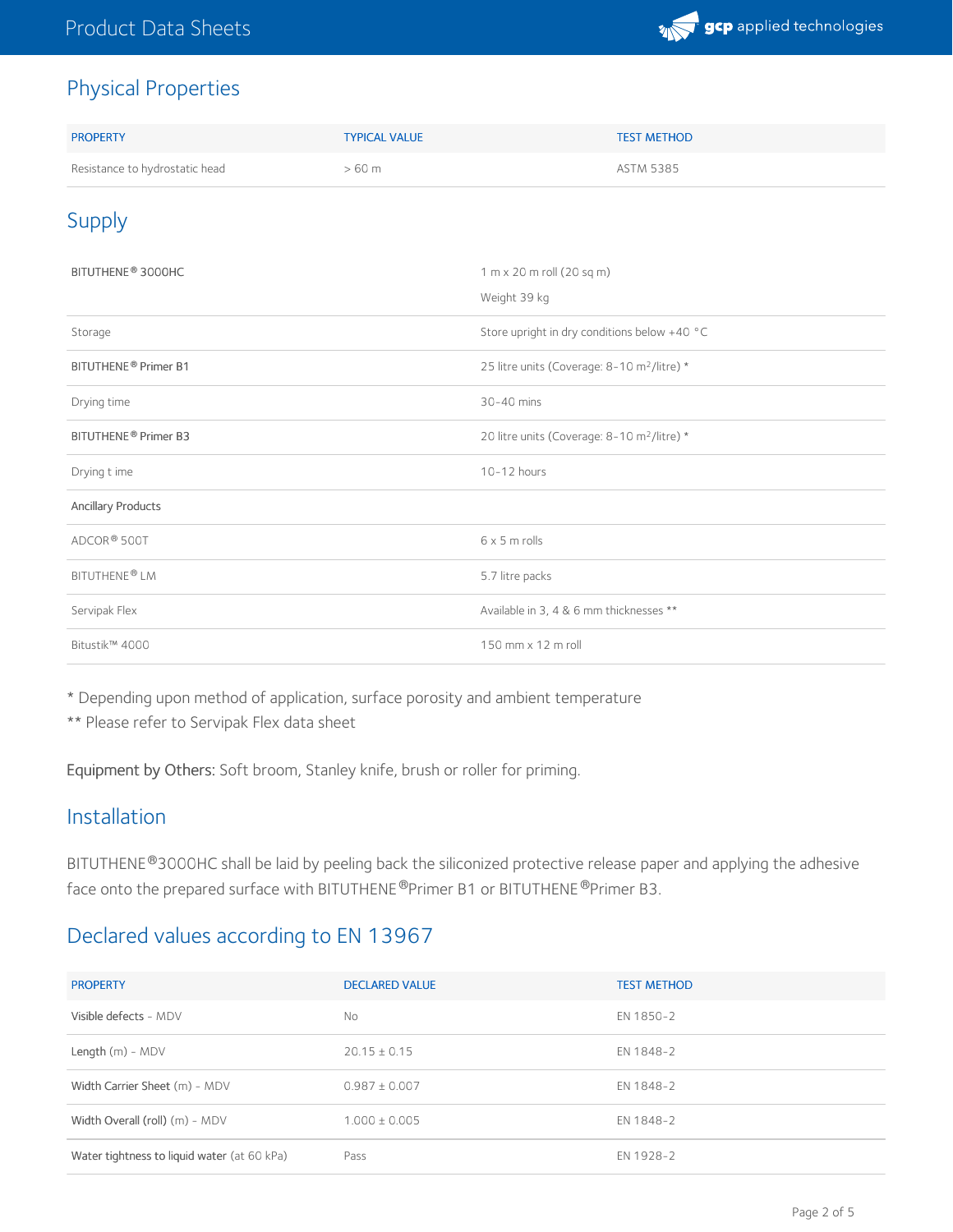## Physical Properties

| PROPERTY | TYPICAL VALUE | TEST METHOD |
| --- | --- | --- |
| Resistance to hydrostatic head | > 60 m | ASTM 5385 |

## Supply

| | |
| --- | --- |
| BITUTHENE® 3000HC | 1 m x 20 m roll (20 sq m)<br>Weight 39 kg |
| Storage | Store upright in dry conditions below +40 °C |
| BITUTHENE® Primer B1 | 25 litre units (Coverage: 8-10 m²/litre) * |
| Drying time | 30-40 mins |
| BITUTHENE® Primer B3 | 20 litre units (Coverage: 8-10 m²/litre) * |
| Drying t ime | 10-12 hours |
| Ancillary Products | |
| ADCOR® 500T | 6 x 5 m rolls |
| BITUTHENE® LM | 5.7 litre packs |
| Servipak Flex | Available in 3, 4 & 6 mm thicknesses ** |
| Bitustik™ 4000 | 150 mm x 12 m roll |

* Depending upon method of application, surface porosity and ambient temperature

** Please refer to Servipak Flex data sheet

**Equipment by Others:** Soft broom, Stanley knife, brush or roller for priming.

## Installation

BITUTHENE®3000HC shall be laid by peeling back the siliconized protective release paper and applying the adhesive face onto the prepared surface with BITUTHENE®Primer B1 or BITUTHENE®Primer B3.

## Declared values according to EN 13967

| PROPERTY | DECLARED VALUE | TEST METHOD |
| --- | --- | --- |
| Visible defects - MDV | No | EN 1850-2 |
| Length (m) - MDV | 20.15 ± 0.15 | EN 1848-2 |
| Width Carrier Sheet (m) - MDV | 0.987 ± 0.007 | EN 1848-2 |
| Width Overall (roll) (m) - MDV | 1.000 ± 0.005 | EN 1848-2 |
| Water tightness to liquid water (at 60 kPa) | Pass | EN 1928-2 |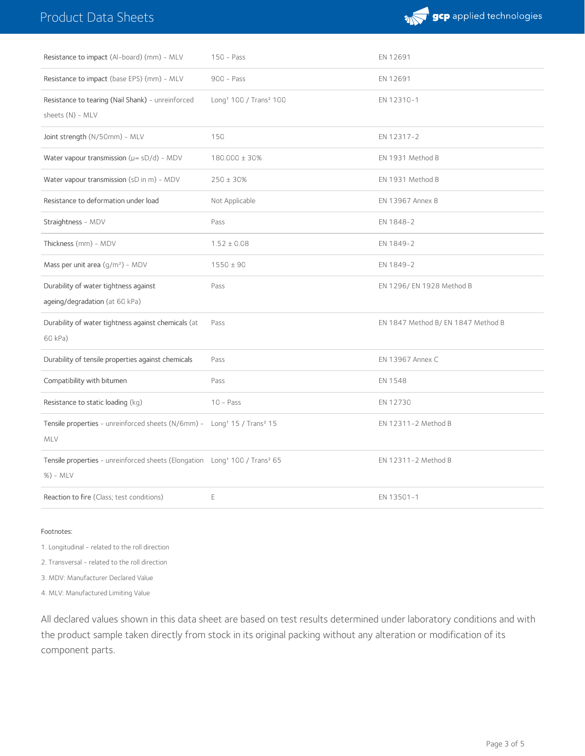| Property | Value | Standard |
|---|---|---|
| Resistance to impact (Al-board) (mm) - MLV | 150 - Pass | EN 12691 |
| Resistance to impact (base EPS) (mm) - MLV | 900 - Pass | EN 12691 |
| Resistance to tearing (Nail Shank) - unreinforced sheets (N) - MLV | Long[1] 100 / Trans[2] 100 | EN 12310-1 |
| Joint strength (N/50mm) - MLV | 150 | EN 12317-2 |
| Water vapour transmission (μ= sD/d) - MDV | 180.000 ± 30% | EN 1931 Method B |
| Water vapour transmission (sD in m) - MDV | 250 ± 30% | EN 1931 Method B |
| Resistance to deformation under load | Not Applicable | EN 13967 Annex B |
| Straightness - MDV | Pass | EN 1848-2 |
| Thickness (mm) - MDV | 1.52 ± 0.08 | EN 1849-2 |
| Mass per unit area (g/m²) - MDV | 1550 ± 90 | EN 1849-2 |
| Durability of water tightness against ageing/degradation (at 60 kPa) | Pass | EN 1296/ EN 1928 Method B |
| Durability of water tightness against chemicals (at 60 kPa) | Pass | EN 1847 Method B/ EN 1847 Method B |
| Durability of tensile properties against chemicals | Pass | EN 13967 Annex C |
| Compatibility with bitumen | Pass | EN 1548 |
| Resistance to static loading (kg) | 10 - Pass | EN 12730 |
| Tensile properties - unreinforced sheets (N/6mm) - MLV | Long[1] 15 / Trans[2] 15 | EN 12311-2 Method B |
| Tensile properties - unreinforced sheets (Elongation %) - MLV | Long[1] 100 / Trans[2] 65 | EN 12311-2 Method B |
| Reaction to fire (Class; test conditions) | E | EN 13501-1 |

Footnotes:

1. Longitudinal - related to the roll direction
2. Transversal - related to the roll direction
3. MDV: Manufacturer Declared Value
4. MLV: Manufactured Limiting Value

All declared values shown in this data sheet are based on test results determined under laboratory conditions and with the product sample taken directly from stock in its original packing without any alteration or modification of its component parts.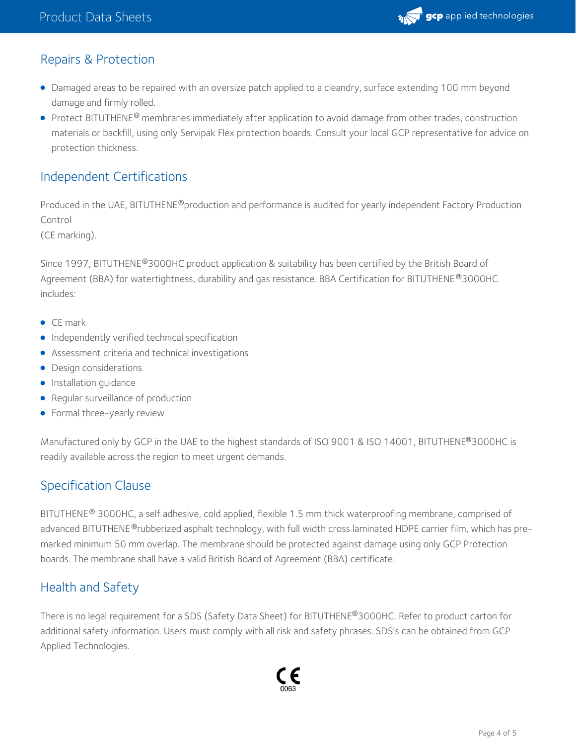## Repairs & Protection

- Damaged areas to be repaired with an oversize patch applied to a cleandry, surface extending 100 mm beyond damage and firmly rolled.
- Protect BITUTHENE® membranes immediately after application to avoid damage from other trades, construction materials or backfill, using only Servipak Flex protection boards. Consult your local GCP representative for advice on protection thickness.

## Independent Certifications

Produced in the UAE, BITUTHENE®production and performance is audited for yearly independent Factory Production Control
(CE marking).

Since 1997, BITUTHENE®3000HC product application & suitability has been certified by the British Board of Agreement (BBA) for watertightness, durability and gas resistance. BBA Certification for BITUTHENE®3000HC includes:

- CE mark
- Independently verified technical specification
- Assessment criteria and technical investigations
- Design considerations
- Installation guidance
- Regular surveillance of production
- Formal three-yearly review

Manufactured only by GCP in the UAE to the highest standards of ISO 9001 & ISO 14001, BITUTHENE®3000HC is readily available across the region to meet urgent demands.

## Specification Clause

BITUTHENE® 3000HC, a self adhesive, cold applied, flexible 1.5 mm thick waterproofing membrane, comprised of advanced BITUTHENE®rubberized asphalt technology, with full width cross laminated HDPE carrier film, which has pre-marked minimum 50 mm overlap. The membrane should be protected against damage using only GCP Protection boards. The membrane shall have a valid British Board of Agreement (BBA) certificate.

## Health and Safety

There is no legal requirement for a SDS (Safety Data Sheet) for BITUTHENE®3000HC. Refer to product carton for additional safety information. Users must comply with all risk and safety phrases. SDS's can be obtained from GCP Applied Technologies.

CE
0063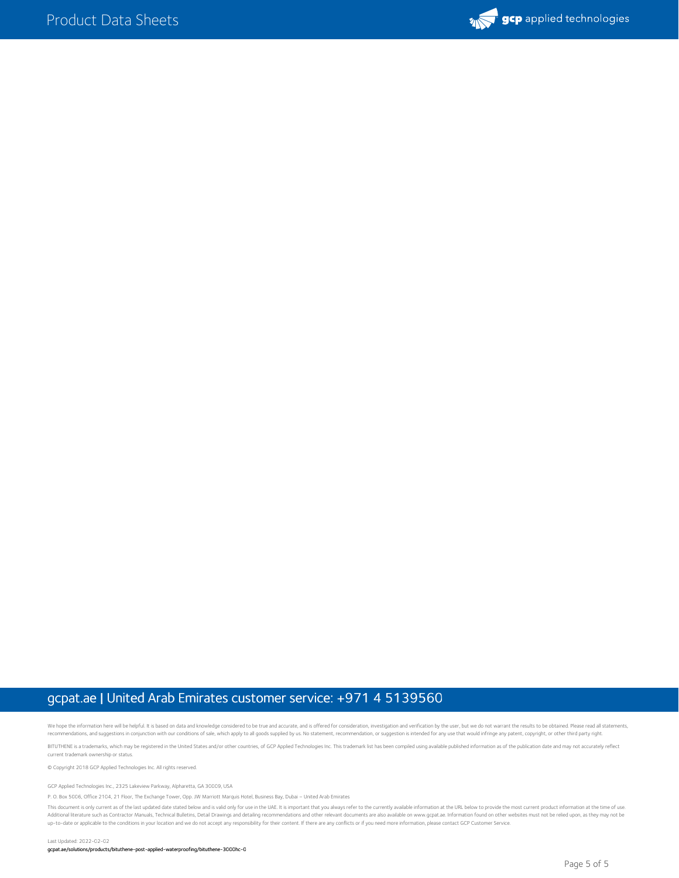gcpat.ae | United Arab Emirates customer service: +971 4 5139560

We hope the information here will be helpful. It is based on data and knowledge considered to be true and accurate, and is offered for consideration, investigation and verification by the user, but we do not warrant the results to be obtained. Please read all statements, recommendations, and suggestions in conjunction with our conditions of sale, which apply to all goods supplied by us. No statement, recommendation, or suggestion is intended for any use that would infringe any patent, copyright, or other third party right.

BITUTHENE is a trademarks, which may be registered in the United States and/or other countries, of GCP Applied Technologies Inc. This trademark list has been compiled using available published information as of the publication date and may not accurately reflect current trademark ownership or status.

© Copyright 2018 GCP Applied Technologies Inc. All rights reserved.

GCP Applied Technologies Inc., 2325 Lakeview Parkway, Alpharetta, GA 30009, USA

P. O. Box 5006, Office 2104, 21 Floor, The Exchange Tower, Opp. JW Marriott Marquis Hotel, Business Bay, Dubai – United Arab Emirates

This document is only current as of the last updated date stated below and is valid only for use in the UAE. It is important that you always refer to the currently available information at the URL below to provide the most current product information at the time of use. Additional literature such as Contractor Manuals, Technical Bulletins, Detail Drawings and detailing recommendations and other relevant documents are also available on www.gcpat.ae. Information found on other websites must not be relied upon, as they may not be up-to-date or applicable to the conditions in your location and we do not accept any responsibility for their content. If there are any conflicts or if you need more information, please contact GCP Customer Service.

Last Updated: 2022-02-02

gcpat.ae/solutions/products/bituthene-post-applied-waterproofing/bituthene-3000hc-0